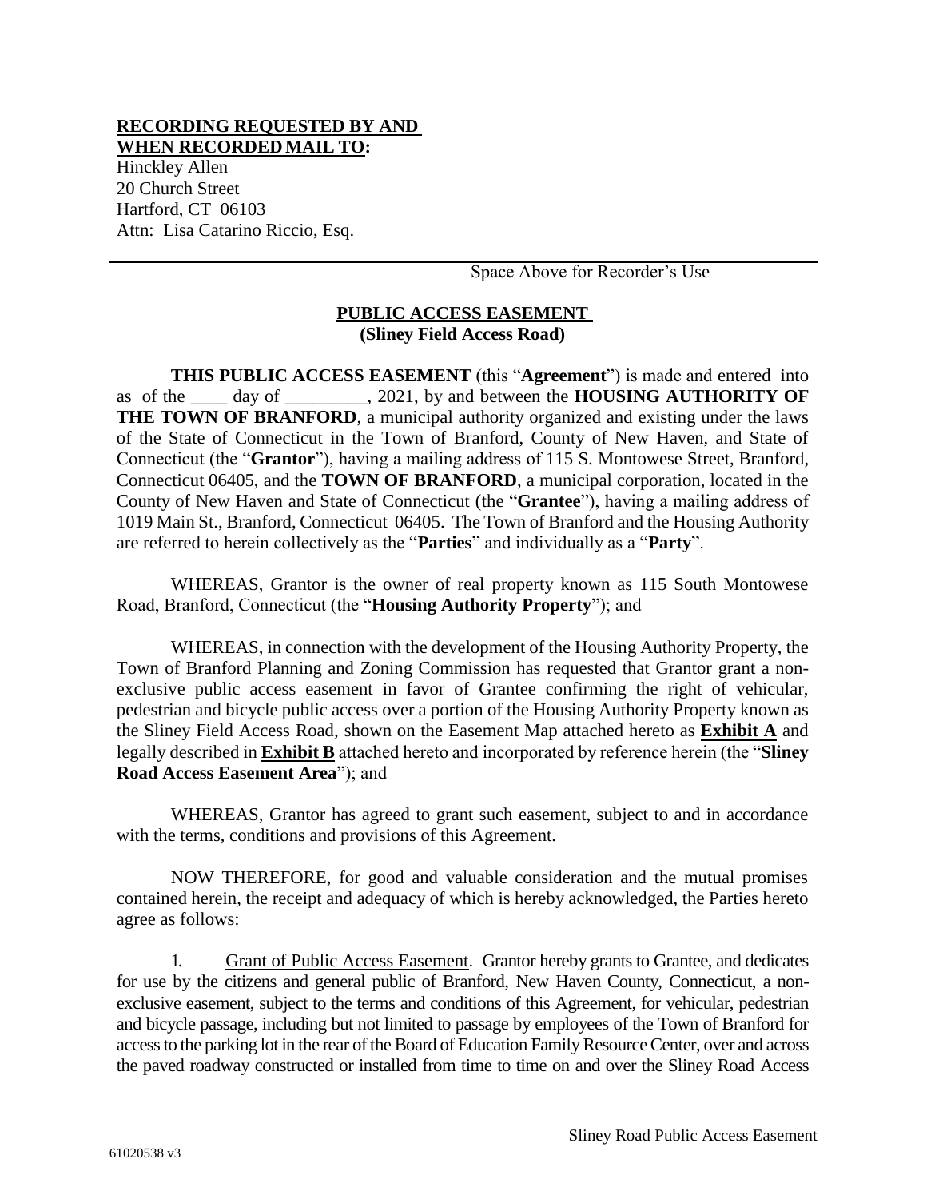**RECORDING REQUESTED BY AND WHEN RECORDED MAIL TO:**

Hinckley Allen
20 Church Street
Hartford, CT 06103
Attn: Lisa Catarino Riccio, Esq.

---

Space Above for Recorder's Use

# PUBLIC ACCESS EASEMENT
## (Sliney Field Access Road)

**THIS PUBLIC ACCESS EASEMENT** (this "**Agreement**") is made and entered into as of the ____ day of _________, 2021, by and between the **HOUSING AUTHORITY OF THE TOWN OF BRANFORD**, a municipal authority organized and existing under the laws of the State of Connecticut in the Town of Branford, County of New Haven, and State of Connecticut (the "**Grantor**"), having a mailing address of 115 S. Montowese Street, Branford, Connecticut 06405, and the **TOWN OF BRANFORD**, a municipal corporation, located in the County of New Haven and State of Connecticut (the "**Grantee**"), having a mailing address of 1019 Main St., Branford, Connecticut 06405. The Town of Branford and the Housing Authority are referred to herein collectively as the "**Parties**" and individually as a "**Party**".

WHEREAS, Grantor is the owner of real property known as 115 South Montowese Road, Branford, Connecticut (the "**Housing Authority Property**"); and

WHEREAS, in connection with the development of the Housing Authority Property, the Town of Branford Planning and Zoning Commission has requested that Grantor grant a non-exclusive public access easement in favor of Grantee confirming the right of vehicular, pedestrian and bicycle public access over a portion of the Housing Authority Property known as the Sliney Field Access Road, shown on the Easement Map attached hereto as **Exhibit A** and legally described in **Exhibit B** attached hereto and incorporated by reference herein (the "**Sliney Road Access Easement Area**"); and

WHEREAS, Grantor has agreed to grant such easement, subject to and in accordance with the terms, conditions and provisions of this Agreement.

NOW THEREFORE, for good and valuable consideration and the mutual promises contained herein, the receipt and adequacy of which is hereby acknowledged, the Parties hereto agree as follows:

1. Grant of Public Access Easement. Grantor hereby grants to Grantee, and dedicates for use by the citizens and general public of Branford, New Haven County, Connecticut, a non-exclusive easement, subject to the terms and conditions of this Agreement, for vehicular, pedestrian and bicycle passage, including but not limited to passage by employees of the Town of Branford for access to the parking lot in the rear of the Board of Education Family Resource Center, over and across the paved roadway constructed or installed from time to time on and over the Sliney Road Access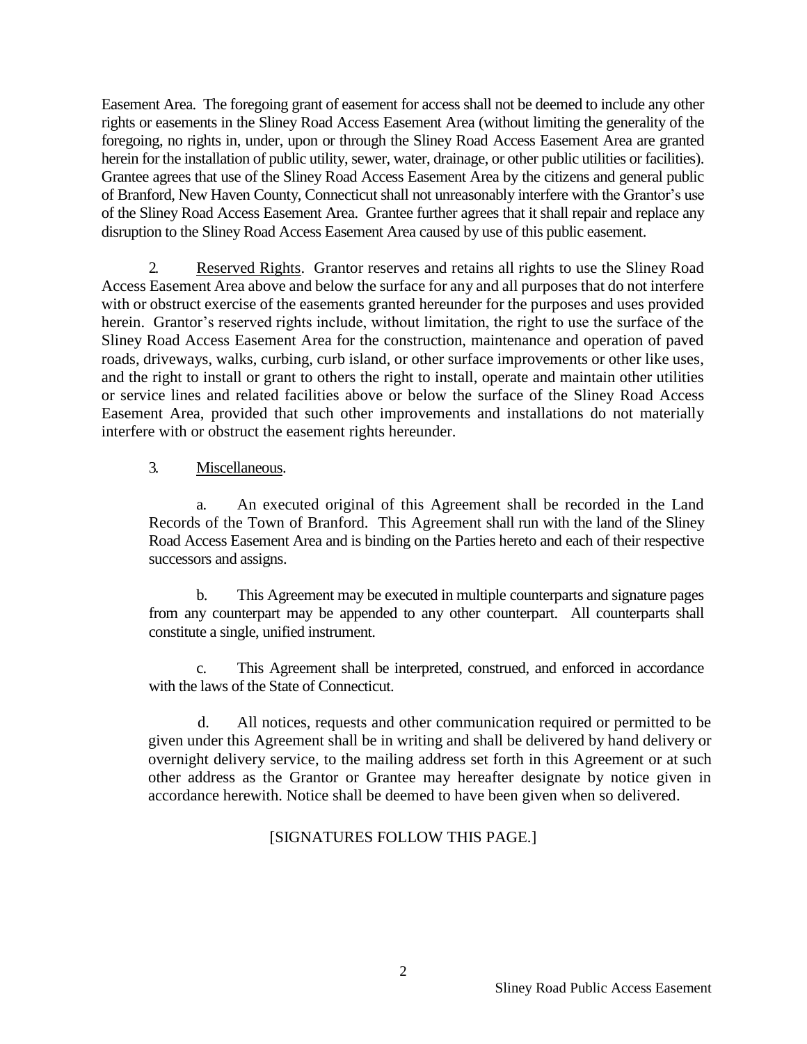Easement Area. The foregoing grant of easement for access shall not be deemed to include any other rights or easements in the Sliney Road Access Easement Area (without limiting the generality of the foregoing, no rights in, under, upon or through the Sliney Road Access Easement Area are granted herein for the installation of public utility, sewer, water, drainage, or other public utilities or facilities). Grantee agrees that use of the Sliney Road Access Easement Area by the citizens and general public of Branford, New Haven County, Connecticut shall not unreasonably interfere with the Grantor's use of the Sliney Road Access Easement Area. Grantee further agrees that it shall repair and replace any disruption to the Sliney Road Access Easement Area caused by use of this public easement.

2. Reserved Rights. Grantor reserves and retains all rights to use the Sliney Road Access Easement Area above and below the surface for any and all purposes that do not interfere with or obstruct exercise of the easements granted hereunder for the purposes and uses provided herein. Grantor's reserved rights include, without limitation, the right to use the surface of the Sliney Road Access Easement Area for the construction, maintenance and operation of paved roads, driveways, walks, curbing, curb island, or other surface improvements or other like uses, and the right to install or grant to others the right to install, operate and maintain other utilities or service lines and related facilities above or below the surface of the Sliney Road Access Easement Area, provided that such other improvements and installations do not materially interfere with or obstruct the easement rights hereunder.

3. Miscellaneous.

a. An executed original of this Agreement shall be recorded in the Land Records of the Town of Branford. This Agreement shall run with the land of the Sliney Road Access Easement Area and is binding on the Parties hereto and each of their respective successors and assigns.

b. This Agreement may be executed in multiple counterparts and signature pages from any counterpart may be appended to any other counterpart. All counterparts shall constitute a single, unified instrument.

c. This Agreement shall be interpreted, construed, and enforced in accordance with the laws of the State of Connecticut.

d. All notices, requests and other communication required or permitted to be given under this Agreement shall be in writing and shall be delivered by hand delivery or overnight delivery service, to the mailing address set forth in this Agreement or at such other address as the Grantor or Grantee may hereafter designate by notice given in accordance herewith. Notice shall be deemed to have been given when so delivered.

[SIGNATURES FOLLOW THIS PAGE.]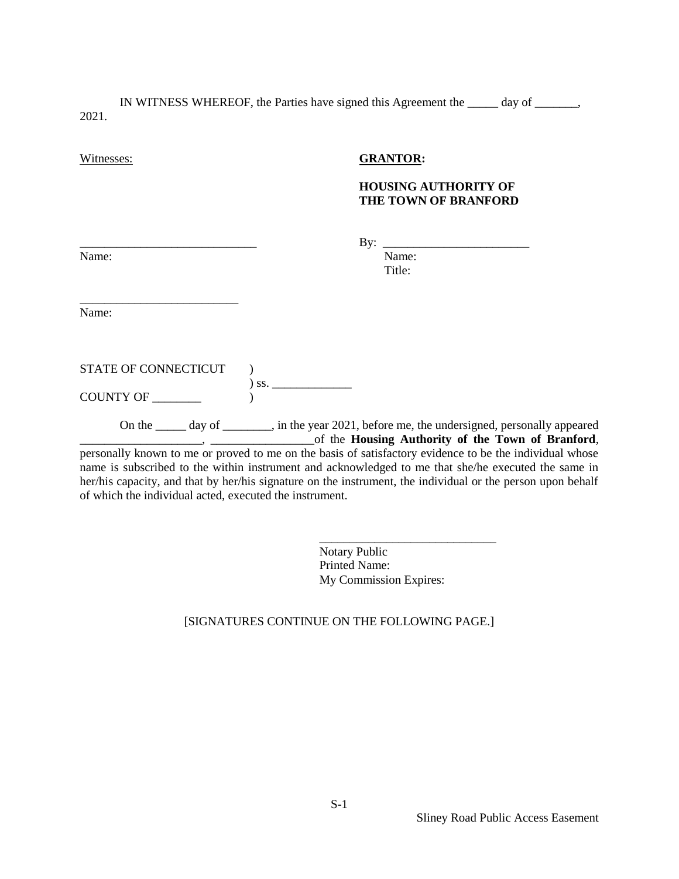IN WITNESS WHEREOF, the Parties have signed this Agreement the _____ day of _______, 2021.

Witnesses:

**GRANTOR:**

**HOUSING AUTHORITY OF THE TOWN OF BRANFORD**

_____________________________
Name:

By: ________________________
Name:
Title:

__________________________
Name:

STATE OF CONNECTICUT )
) ss. _____________
COUNTY OF ________ )

On the _____ day of ________, in the year 2021, before me, the undersigned, personally appeared ____________________, _________________of the **Housing Authority of the Town of Branford**, personally known to me or proved to me on the basis of satisfactory evidence to be the individual whose name is subscribed to the within instrument and acknowledged to me that she/he executed the same in her/his capacity, and that by her/his signature on the instrument, the individual or the person upon behalf of which the individual acted, executed the instrument.

_____________________________
Notary Public
Printed Name:
My Commission Expires:

[SIGNATURES CONTINUE ON THE FOLLOWING PAGE.]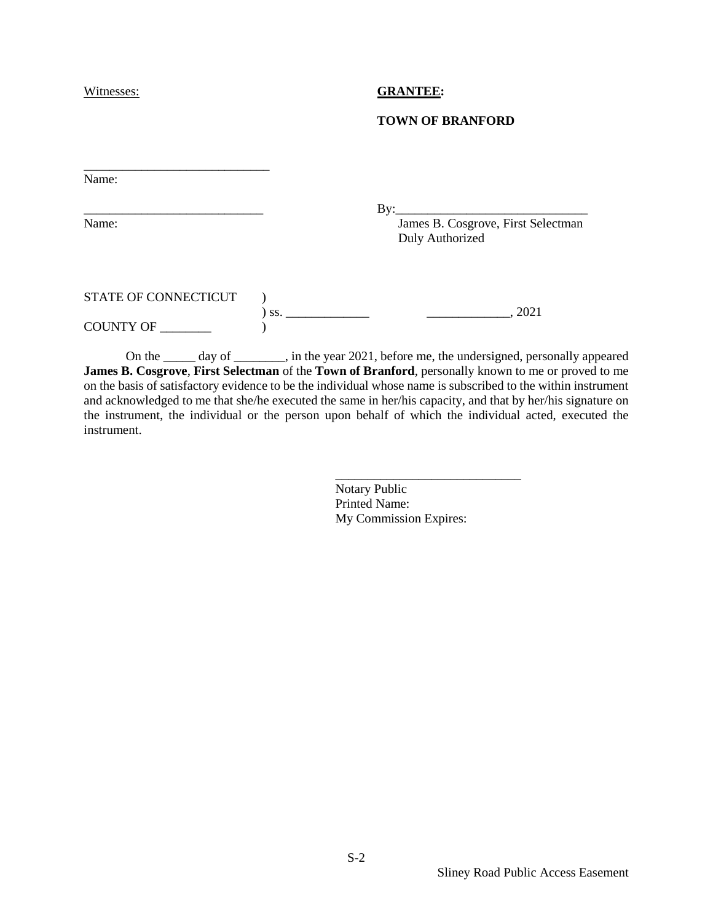Witnesses: **GRANTEE:**

**TOWN OF BRANFORD**

_____________________________
Name:

_____________________________ By:_____________________________
Name: James B. Cosgrove, First Selectman
Duly Authorized

STATE OF CONNECTICUT )
) ss. _____________ _____________, 2021
COUNTY OF ________ )

On the _____ day of ________, in the year 2021, before me, the undersigned, personally appeared **James B. Cosgrove**, **First Selectman** of the **Town of Branford**, personally known to me or proved to me on the basis of satisfactory evidence to be the individual whose name is subscribed to the within instrument and acknowledged to me that she/he executed the same in her/his capacity, and that by her/his signature on the instrument, the individual or the person upon behalf of which the individual acted, executed the instrument.

_____________________________
Notary Public
Printed Name:
My Commission Expires: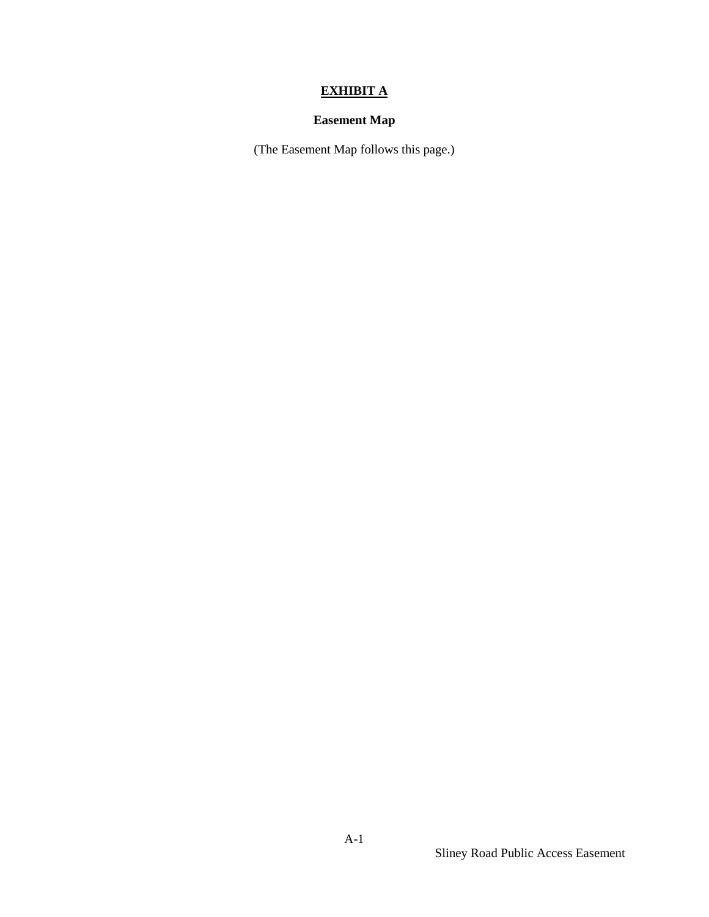# EXHIBIT A

## Easement Map

(The Easement Map follows this page.)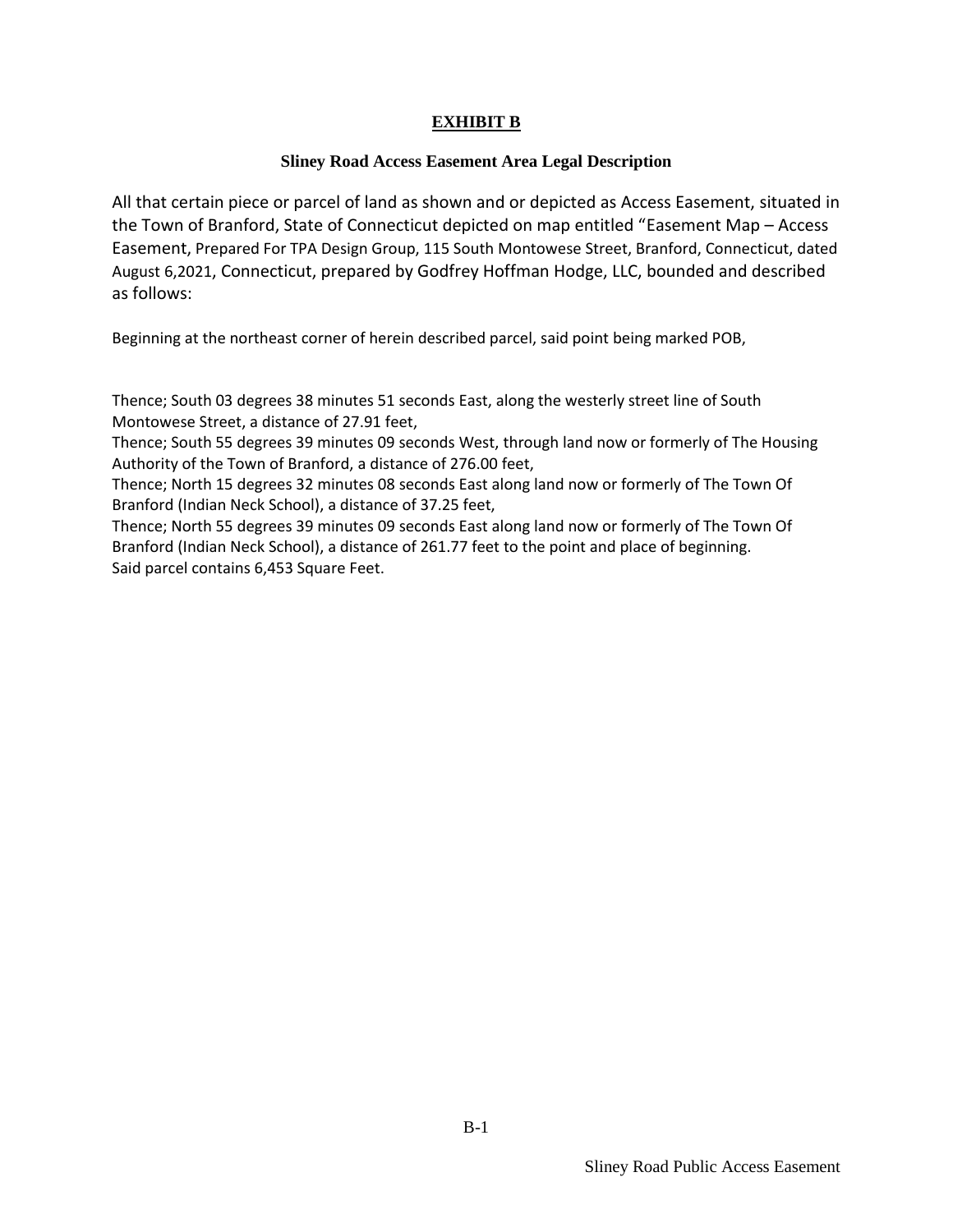# **EXHIBIT B**

**Sliney Road Access Easement Area Legal Description**

All that certain piece or parcel of land as shown and or depicted as Access Easement, situated in the Town of Branford, State of Connecticut depicted on map entitled "Easement Map – Access Easement, Prepared For TPA Design Group, 115 South Montowese Street, Branford, Connecticut, dated August 6,2021, Connecticut, prepared by Godfrey Hoffman Hodge, LLC, bounded and described as follows:

Beginning at the northeast corner of herein described parcel, said point being marked POB,

Thence; South 03 degrees 38 minutes 51 seconds East, along the westerly street line of South Montowese Street, a distance of 27.91 feet,
Thence; South 55 degrees 39 minutes 09 seconds West, through land now or formerly of The Housing Authority of the Town of Branford, a distance of 276.00 feet,
Thence; North 15 degrees 32 minutes 08 seconds East along land now or formerly of The Town Of Branford (Indian Neck School), a distance of 37.25 feet,
Thence; North 55 degrees 39 minutes 09 seconds East along land now or formerly of The Town Of Branford (Indian Neck School), a distance of 261.77 feet to the point and place of beginning.
Said parcel contains 6,453 Square Feet.